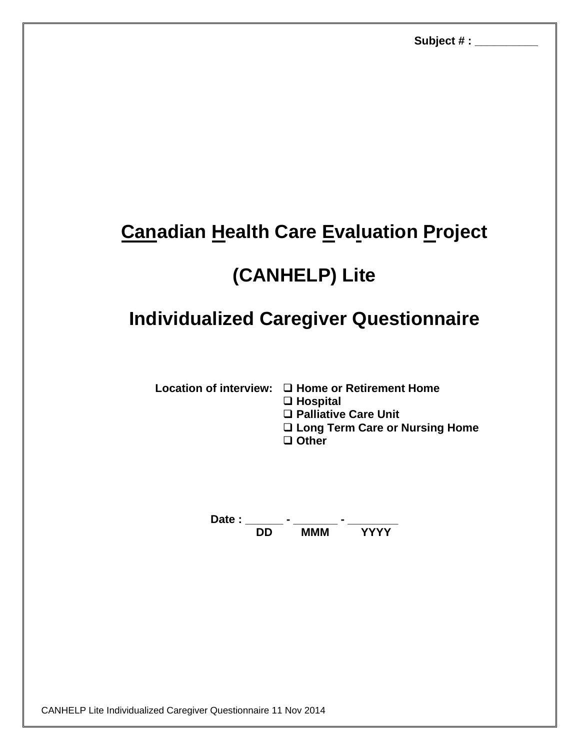Subject # : __________

# <u>Can</u>adian <u>H</u>ealth Care <u>E</u>va<u>l</u>uation <u>P</u>roject

# (CANHELP) Lite

# Individualized Caregiver Questionnaire

**Location of interview:**

- ☐ **Home or Retirement Home**
- ☐ **Hospital**
- ☐ **Palliative Care Unit**
- ☐ **Long Term Care or Nursing Home**
- ☐ **Other**

**Date :** ______ - _______ - ________
**DD MMM YYYY**

CANHELP Lite Individualized Caregiver Questionnaire 11 Nov 2014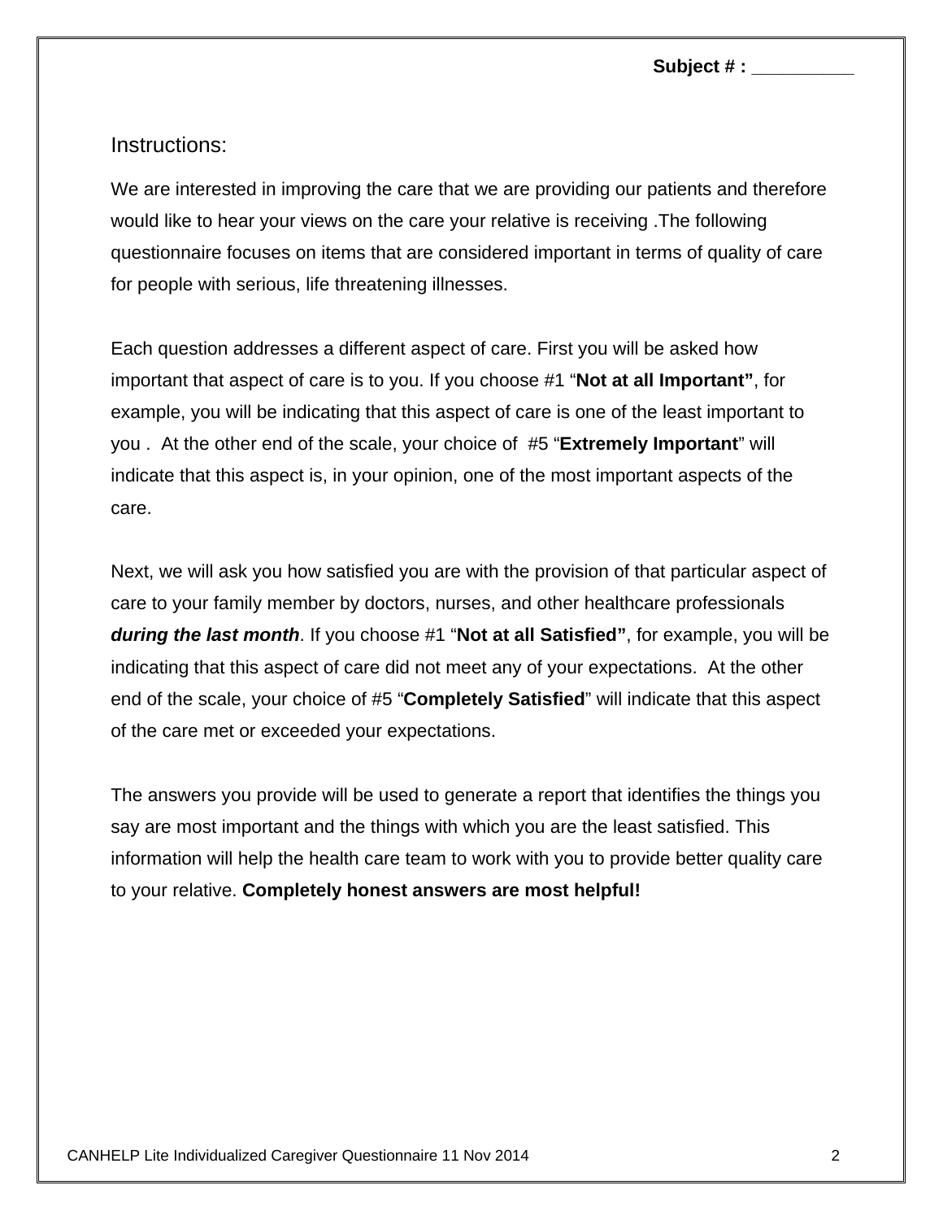**Subject # :** __________

## Instructions:

We are interested in improving the care that we are providing our patients and therefore would like to hear your views on the care your relative is receiving .The following questionnaire focuses on items that are considered important in terms of quality of care for people with serious, life threatening illnesses.

Each question addresses a different aspect of care. First you will be asked how important that aspect of care is to you. If you choose #1 "**Not at all Important"**, for example, you will be indicating that this aspect of care is one of the least important to you . At the other end of the scale, your choice of #5 "**Extremely Important**" will indicate that this aspect is, in your opinion, one of the most important aspects of the care.

Next, we will ask you how satisfied you are with the provision of that particular aspect of care to your family member by doctors, nurses, and other healthcare professionals ***during the last month***. If you choose #1 "**Not at all Satisfied"**, for example, you will be indicating that this aspect of care did not meet any of your expectations. At the other end of the scale, your choice of #5 "**Completely Satisfied**" will indicate that this aspect of the care met or exceeded your expectations.

The answers you provide will be used to generate a report that identifies the things you say are most important and the things with which you are the least satisfied. This information will help the health care team to work with you to provide better quality care to your relative. **Completely honest answers are most helpful!**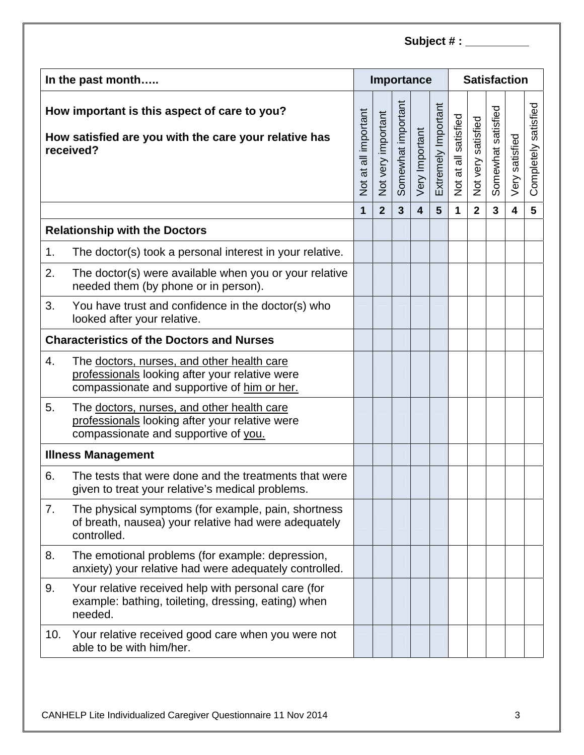Subject # : __________

| In the past month….. | Importance | | | | | Satisfaction | | | | |
|---|---|---|---|---|---|---|---|---|---|---|
| **How important is this aspect of care to you?**<br><br>**How satisfied are you with the care your relative has received?** | Not at all important | Not very important | Somewhat important | Very Important | Extremely Important | Not at all satisfied | Not very satisfied | Somewhat satisfied | Very satisfied | Completely satisfied |
| | **1** | **2** | **3** | **4** | **5** | **1** | **2** | **3** | **4** | **5** |
| **Relationship with the Doctors** | | | | | | | | | | |
| 1. The doctor(s) took a personal interest in your relative. | | | | | | | | | | |
| 2. The doctor(s) were available when you or your relative needed them (by phone or in person). | | | | | | | | | | |
| 3. You have trust and confidence in the doctor(s) who looked after your relative. | | | | | | | | | | |
| **Characteristics of the Doctors and Nurses** | | | | | | | | | | |
| 4. The doctors, nurses, and other health care professionals looking after your relative were compassionate and supportive of him or her. | | | | | | | | | | |
| 5. The doctors, nurses, and other health care professionals looking after your relative were compassionate and supportive of you. | | | | | | | | | | |
| **Illness Management** | | | | | | | | | | |
| 6. The tests that were done and the treatments that were given to treat your relative's medical problems. | | | | | | | | | | |
| 7. The physical symptoms (for example, pain, shortness of breath, nausea) your relative had were adequately controlled. | | | | | | | | | | |
| 8. The emotional problems (for example: depression, anxiety) your relative had were adequately controlled. | | | | | | | | | | |
| 9. Your relative received help with personal care (for example: bathing, toileting, dressing, eating) when needed. | | | | | | | | | | |
| 10. Your relative received good care when you were not able to be with him/her. | | | | | | | | | | |

CANHELP Lite Individualized Caregiver Questionnaire 11 Nov 2014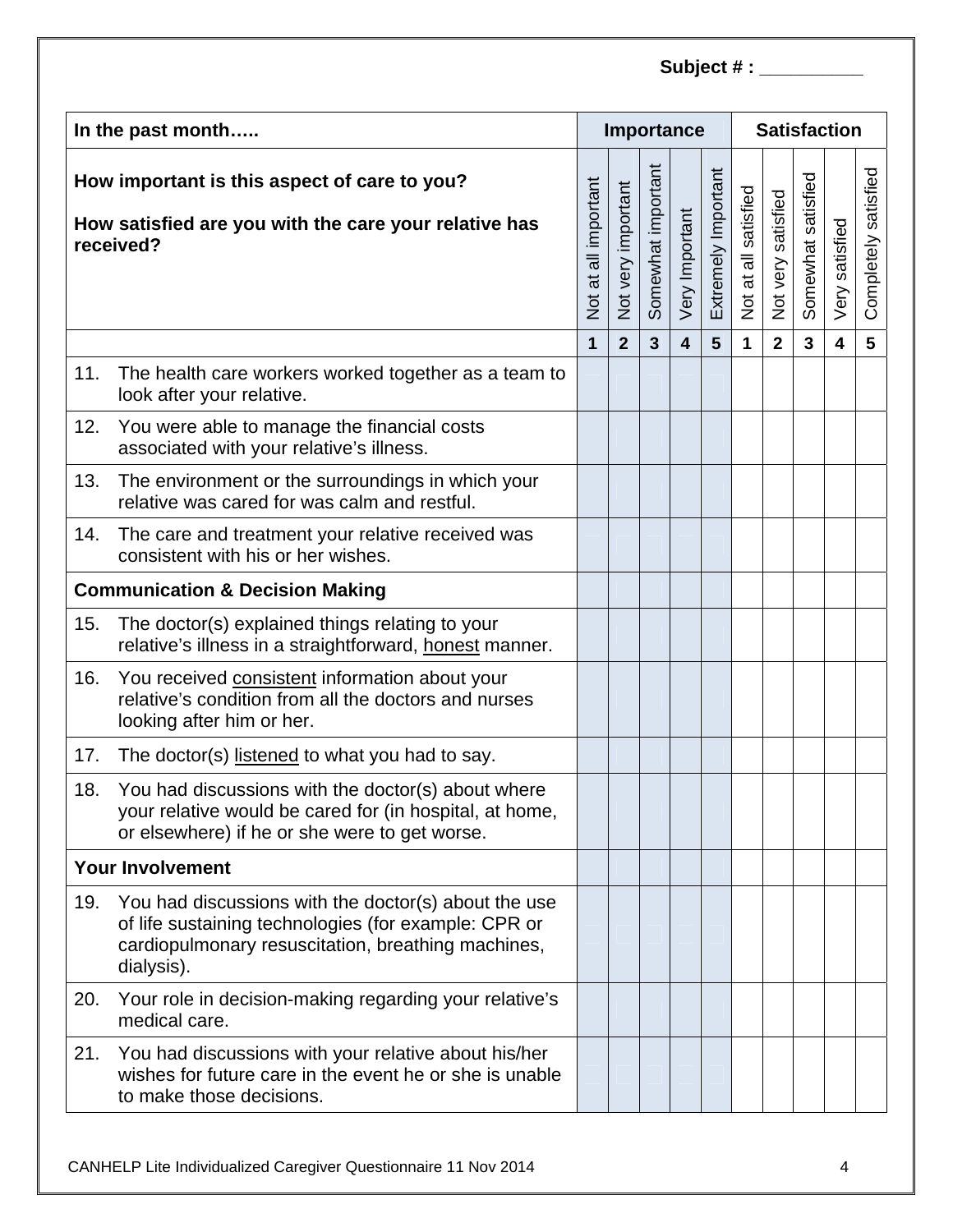**Subject # : __________**

| In the past month….. | Importance | | | | | Satisfaction | | | | |
|---|---|---|---|---|---|---|---|---|---|---|
| **How important is this aspect of care to you?**<br><br>**How satisfied are you with the care your relative has received?** | Not at all important | Not very important | Somewhat important | Very Important | Extremely Important | Not at all satisfied | Not very satisfied | Somewhat satisfied | Very satisfied | Completely satisfied |
| | **1** | **2** | **3** | **4** | **5** | **1** | **2** | **3** | **4** | **5** |
| 11. The health care workers worked together as a team to look after your relative. | | | | | | | | | | |
| 12. You were able to manage the financial costs associated with your relative's illness. | | | | | | | | | | |
| 13. The environment or the surroundings in which your relative was cared for was calm and restful. | | | | | | | | | | |
| 14. The care and treatment your relative received was consistent with his or her wishes. | | | | | | | | | | |
| **Communication & Decision Making** | | | | | | | | | | |
| 15. The doctor(s) explained things relating to your relative's illness in a straightforward, honest manner. | | | | | | | | | | |
| 16. You received consistent information about your relative's condition from all the doctors and nurses looking after him or her. | | | | | | | | | | |
| 17. The doctor(s) listened to what you had to say. | | | | | | | | | | |
| 18. You had discussions with the doctor(s) about where your relative would be cared for (in hospital, at home, or elsewhere) if he or she were to get worse. | | | | | | | | | | |
| **Your Involvement** | | | | | | | | | | |
| 19. You had discussions with the doctor(s) about the use of life sustaining technologies (for example: CPR or cardiopulmonary resuscitation, breathing machines, dialysis). | | | | | | | | | | |
| 20. Your role in decision-making regarding your relative's medical care. | | | | | | | | | | |
| 21. You had discussions with your relative about his/her wishes for future care in the event he or she is unable to make those decisions. | | | | | | | | | | |

CANHELP Lite Individualized Caregiver Questionnaire 11 Nov 2014